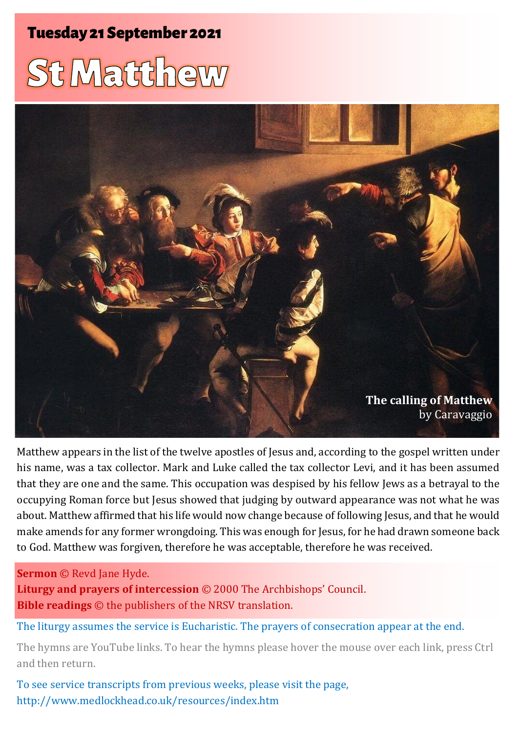**Tuesday 21 September 2021**

# St Matthew

**The calling of Matthew**
by Caravaggio

Matthew appears in the list of the twelve apostles of Jesus and, according to the gospel written under his name, was a tax collector. Mark and Luke called the tax collector Levi, and it has been assumed that they are one and the same. This occupation was despised by his fellow Jews as a betrayal to the occupying Roman force but Jesus showed that judging by outward appearance was not what he was about. Matthew affirmed that his life would now change because of following Jesus, and that he would make amends for any former wrongdoing. This was enough for Jesus, for he had drawn someone back to God. Matthew was forgiven, therefore he was acceptable, therefore he was received.

**Sermon** © Revd Jane Hyde.
**Liturgy and prayers of intercession** © 2000 The Archbishops' Council.
**Bible readings** © the publishers of the NRSV translation.

The liturgy assumes the service is Eucharistic. The prayers of consecration appear at the end.

The hymns are YouTube links. To hear the hymns please hover the mouse over each link, press Ctrl and then return.

To see service transcripts from previous weeks, please visit the page, http://www.medlockhead.co.uk/resources/index.htm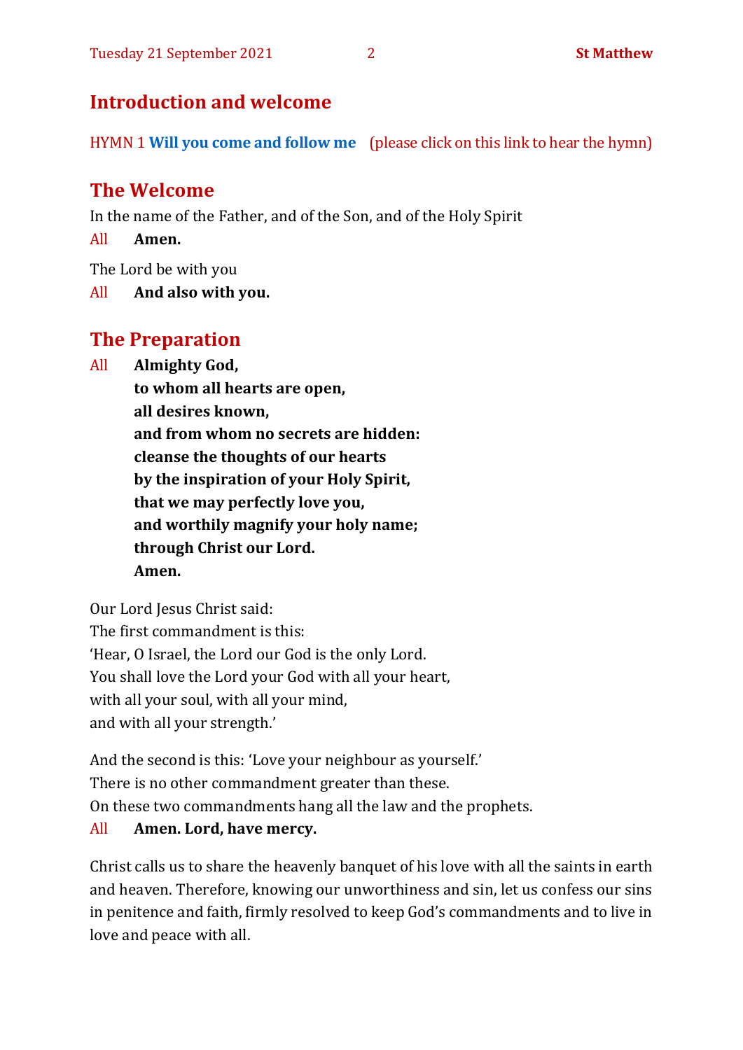## Introduction and welcome

HYMN 1 **Will you come and follow me** (please click on this link to hear the hymn)

## The Welcome

In the name of the Father, and of the Son, and of the Holy Spirit

All **Amen.**

The Lord be with you

All **And also with you.**

## The Preparation

All **Almighty God,**
**to whom all hearts are open,**
**all desires known,**
**and from whom no secrets are hidden:**
**cleanse the thoughts of our hearts**
**by the inspiration of your Holy Spirit,**
**that we may perfectly love you,**
**and worthily magnify your holy name;**
**through Christ our Lord.**
**Amen.**

Our Lord Jesus Christ said:
The first commandment is this:
'Hear, O Israel, the Lord our God is the only Lord.
You shall love the Lord your God with all your heart,
with all your soul, with all your mind,
and with all your strength.'

And the second is this: 'Love your neighbour as yourself.'
There is no other commandment greater than these.
On these two commandments hang all the law and the prophets.

All **Amen. Lord, have mercy.**

Christ calls us to share the heavenly banquet of his love with all the saints in earth and heaven. Therefore, knowing our unworthiness and sin, let us confess our sins in penitence and faith, firmly resolved to keep God's commandments and to live in love and peace with all.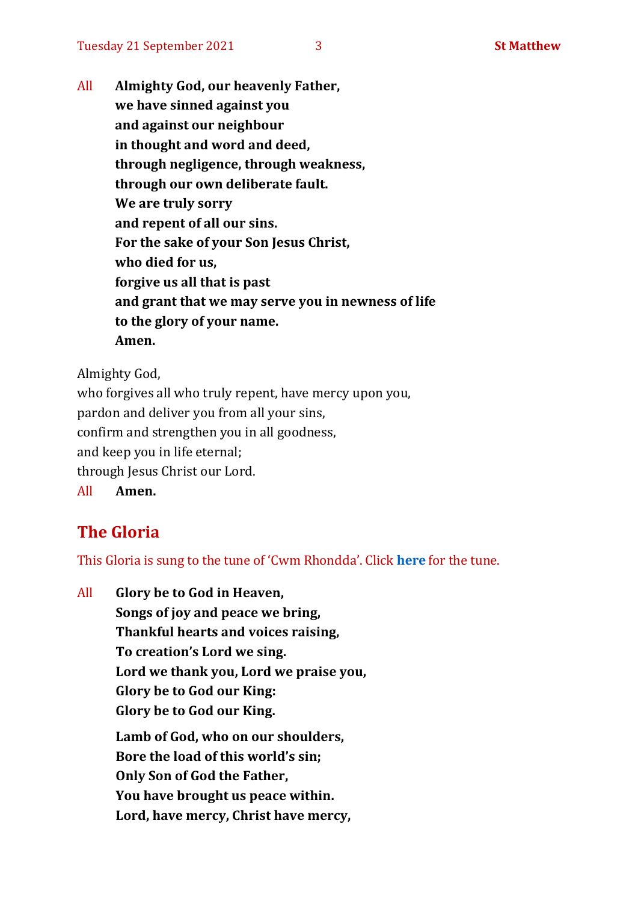All **Almighty God, our heavenly Father,**
**we have sinned against you**
**and against our neighbour**
**in thought and word and deed,**
**through negligence, through weakness,**
**through our own deliberate fault.**
**We are truly sorry**
**and repent of all our sins.**
**For the sake of your Son Jesus Christ,**
**who died for us,**
**forgive us all that is past**
**and grant that we may serve you in newness of life**
**to the glory of your name.**
**Amen.**

Almighty God,
who forgives all who truly repent, have mercy upon you,
pardon and deliver you from all your sins,
confirm and strengthen you in all goodness,
and keep you in life eternal;
through Jesus Christ our Lord.

All **Amen.**

## The Gloria

This Gloria is sung to the tune of 'Cwm Rhondda'. Click **here** for the tune.

All **Glory be to God in Heaven,**
**Songs of joy and peace we bring,**
**Thankful hearts and voices raising,**
**To creation's Lord we sing.**
**Lord we thank you, Lord we praise you,**
**Glory be to God our King:**
**Glory be to God our King.**

**Lamb of God, who on our shoulders,**
**Bore the load of this world's sin;**
**Only Son of God the Father,**
**You have brought us peace within.**
**Lord, have mercy, Christ have mercy,**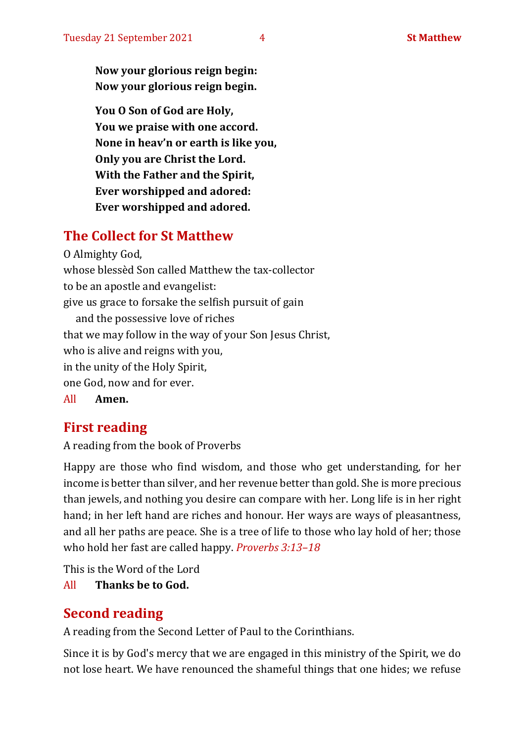**Now your glorious reign begin:**
**Now your glorious reign begin.**

**You O Son of God are Holy,**
**You we praise with one accord.**
**None in heav'n or earth is like you,**
**Only you are Christ the Lord.**
**With the Father and the Spirit,**
**Ever worshipped and adored:**
**Ever worshipped and adored.**

## The Collect for St Matthew

O Almighty God,
whose blessèd Son called Matthew the tax-collector
to be an apostle and evangelist:
give us grace to forsake the selfish pursuit of gain
and the possessive love of riches
that we may follow in the way of your Son Jesus Christ,
who is alive and reigns with you,
in the unity of the Holy Spirit,
one God, now and for ever.

All **Amen.**

## First reading

A reading from the book of Proverbs

Happy are those who find wisdom, and those who get understanding, for her income is better than silver, and her revenue better than gold. She is more precious than jewels, and nothing you desire can compare with her. Long life is in her right hand; in her left hand are riches and honour. Her ways are ways of pleasantness, and all her paths are peace. She is a tree of life to those who lay hold of her; those who hold her fast are called happy. *Proverbs 3:13–18*

This is the Word of the Lord

All **Thanks be to God.**

## Second reading

A reading from the Second Letter of Paul to the Corinthians.

Since it is by God's mercy that we are engaged in this ministry of the Spirit, we do not lose heart. We have renounced the shameful things that one hides; we refuse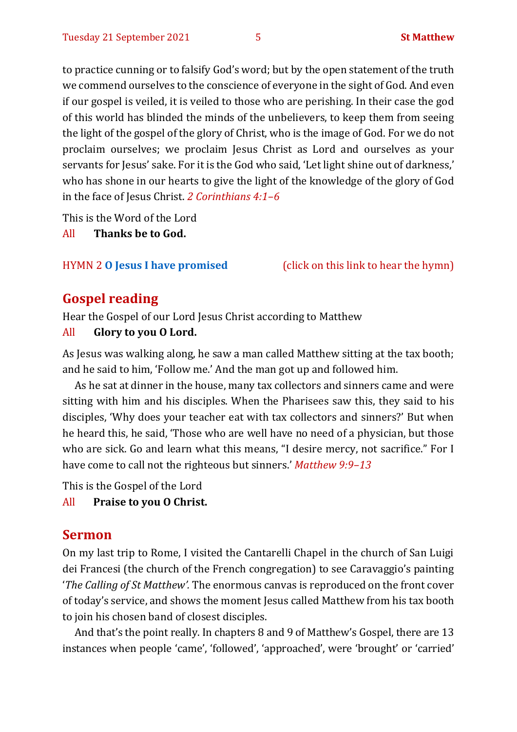to practice cunning or to falsify God's word; but by the open statement of the truth we commend ourselves to the conscience of everyone in the sight of God. And even if our gospel is veiled, it is veiled to those who are perishing. In their case the god of this world has blinded the minds of the unbelievers, to keep them from seeing the light of the gospel of the glory of Christ, who is the image of God. For we do not proclaim ourselves; we proclaim Jesus Christ as Lord and ourselves as your servants for Jesus' sake. For it is the God who said, 'Let light shine out of darkness,' who has shone in our hearts to give the light of the knowledge of the glory of God in the face of Jesus Christ. *2 Corinthians 4:1–6*

This is the Word of the Lord
All **Thanks be to God.**

HYMN 2 **O Jesus I have promised** (click on this link to hear the hymn)

## Gospel reading

Hear the Gospel of our Lord Jesus Christ according to Matthew
All **Glory to you O Lord.**

As Jesus was walking along, he saw a man called Matthew sitting at the tax booth; and he said to him, 'Follow me.' And the man got up and followed him.

As he sat at dinner in the house, many tax collectors and sinners came and were sitting with him and his disciples. When the Pharisees saw this, they said to his disciples, 'Why does your teacher eat with tax collectors and sinners?' But when he heard this, he said, 'Those who are well have no need of a physician, but those who are sick. Go and learn what this means, "I desire mercy, not sacrifice." For I have come to call not the righteous but sinners.' *Matthew 9:9–13*

This is the Gospel of the Lord
All **Praise to you O Christ.**

## Sermon

On my last trip to Rome, I visited the Cantarelli Chapel in the church of San Luigi dei Francesi (the church of the French congregation) to see Caravaggio's painting '*The Calling of St Matthew'.* The enormous canvas is reproduced on the front cover of today's service, and shows the moment Jesus called Matthew from his tax booth to join his chosen band of closest disciples.

And that's the point really. In chapters 8 and 9 of Matthew's Gospel, there are 13 instances when people 'came', 'followed', 'approached', were 'brought' or 'carried'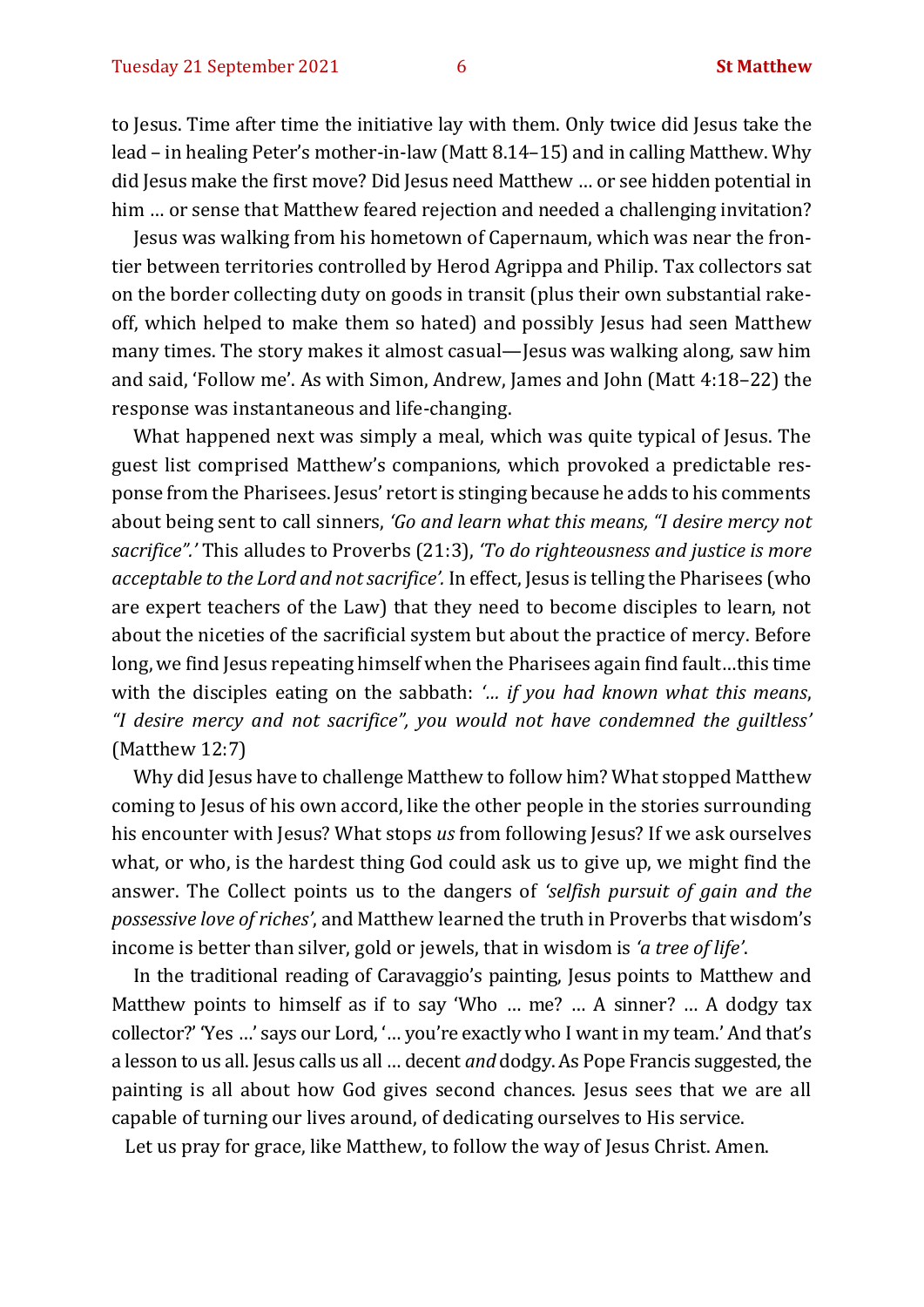to Jesus. Time after time the initiative lay with them. Only twice did Jesus take the lead – in healing Peter's mother-in-law (Matt 8.14–15) and in calling Matthew. Why did Jesus make the first move? Did Jesus need Matthew … or see hidden potential in him … or sense that Matthew feared rejection and needed a challenging invitation?

Jesus was walking from his hometown of Capernaum, which was near the frontier between territories controlled by Herod Agrippa and Philip. Tax collectors sat on the border collecting duty on goods in transit (plus their own substantial rake-off, which helped to make them so hated) and possibly Jesus had seen Matthew many times. The story makes it almost casual—Jesus was walking along, saw him and said, 'Follow me'. As with Simon, Andrew, James and John (Matt 4:18–22) the response was instantaneous and life-changing.

What happened next was simply a meal, which was quite typical of Jesus. The guest list comprised Matthew's companions, which provoked a predictable response from the Pharisees. Jesus' retort is stinging because he adds to his comments about being sent to call sinners, *'Go and learn what this means, "I desire mercy not sacrifice".'* This alludes to Proverbs (21:3), *'To do righteousness and justice is more acceptable to the Lord and not sacrifice'.* In effect, Jesus is telling the Pharisees (who are expert teachers of the Law) that they need to become disciples to learn, not about the niceties of the sacrificial system but about the practice of mercy. Before long, we find Jesus repeating himself when the Pharisees again find fault…this time with the disciples eating on the sabbath: *'… if you had known what this means, "I desire mercy and not sacrifice", you would not have condemned the guiltless'* (Matthew 12:7)

Why did Jesus have to challenge Matthew to follow him? What stopped Matthew coming to Jesus of his own accord, like the other people in the stories surrounding his encounter with Jesus? What stops *us* from following Jesus? If we ask ourselves what, or who, is the hardest thing God could ask us to give up, we might find the answer. The Collect points us to the dangers of *'selfish pursuit of gain and the possessive love of riches'*, and Matthew learned the truth in Proverbs that wisdom's income is better than silver, gold or jewels, that in wisdom is *'a tree of life'*.

In the traditional reading of Caravaggio's painting, Jesus points to Matthew and Matthew points to himself as if to say 'Who … me? … A sinner? … A dodgy tax collector?' 'Yes …' says our Lord, '… you're exactly who I want in my team.' And that's a lesson to us all. Jesus calls us all … decent *and* dodgy. As Pope Francis suggested, the painting is all about how God gives second chances. Jesus sees that we are all capable of turning our lives around, of dedicating ourselves to His service.

Let us pray for grace, like Matthew, to follow the way of Jesus Christ. Amen.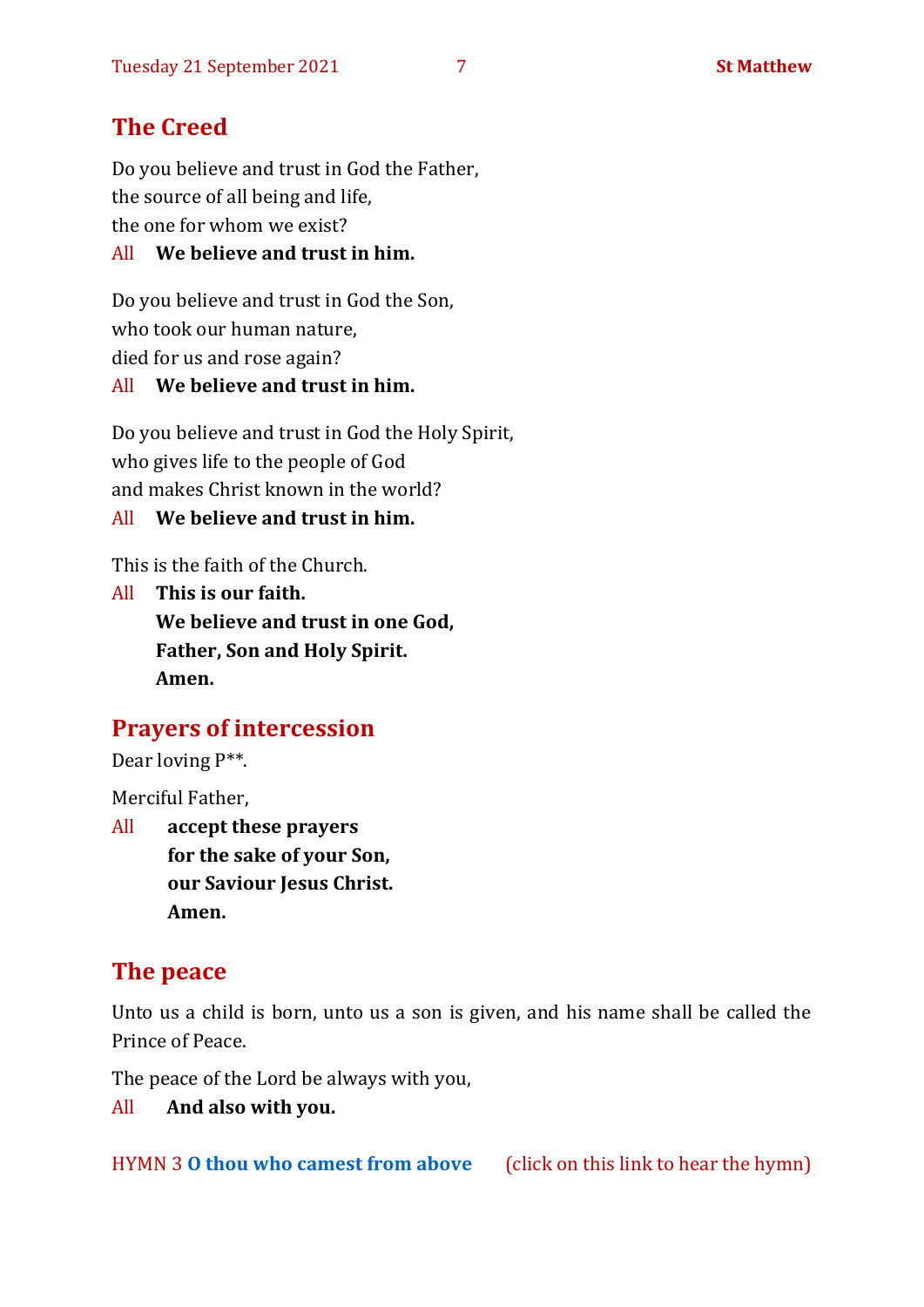## The Creed

Do you believe and trust in God the Father,
the source of all being and life,
the one for whom we exist?

All **We believe and trust in him.**

Do you believe and trust in God the Son,
who took our human nature,
died for us and rose again?

All **We believe and trust in him.**

Do you believe and trust in God the Holy Spirit,
who gives life to the people of God
and makes Christ known in the world?

All **We believe and trust in him.**

This is the faith of the Church.

All **This is our faith.**
**We believe and trust in one God,**
**Father, Son and Holy Spirit.**
**Amen.**

## Prayers of intercession

Dear loving P**.

Merciful Father,

All **accept these prayers**
**for the sake of your Son,**
**our Saviour Jesus Christ.**
**Amen.**

## The peace

Unto us a child is born, unto us a son is given, and his name shall be called the Prince of Peace.

The peace of the Lord be always with you,

All **And also with you.**

HYMN 3 **O thou who camest from above** (click on this link to hear the hymn)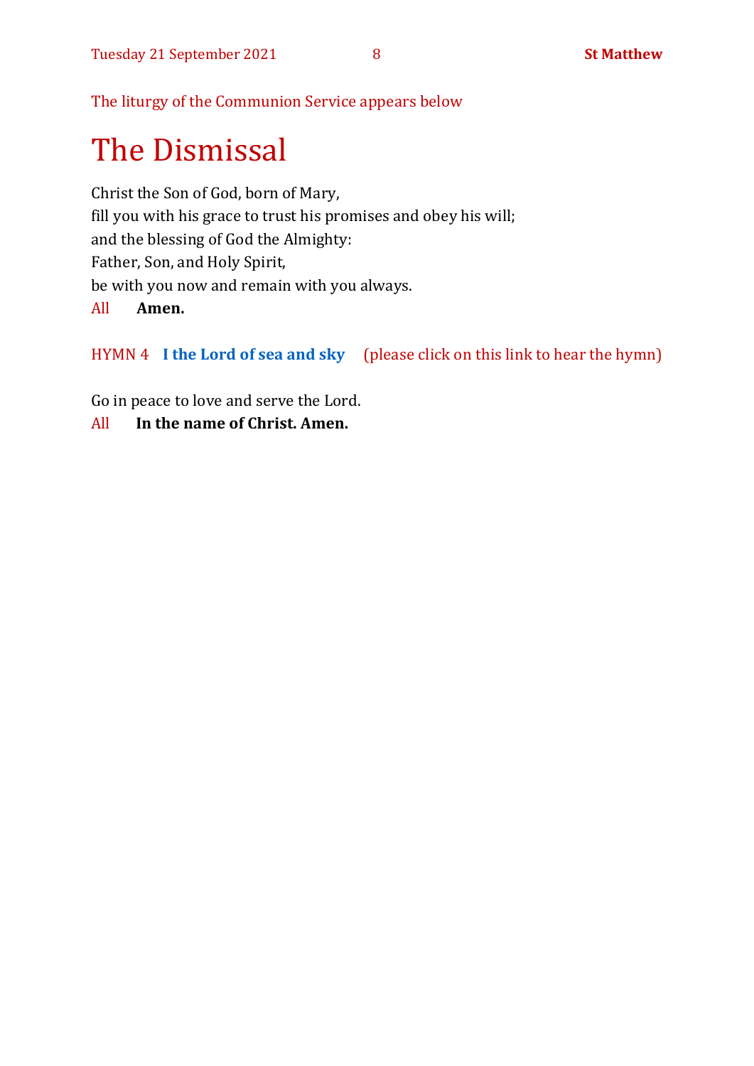The liturgy of the Communion Service appears below

# The Dismissal

Christ the Son of God, born of Mary,
fill you with his grace to trust his promises and obey his will;
and the blessing of God the Almighty:
Father, Son, and Holy Spirit,
be with you now and remain with you always.

All **Amen.**

HYMN 4 **I the Lord of sea and sky** (please click on this link to hear the hymn)

Go in peace to love and serve the Lord.

All **In the name of Christ. Amen.**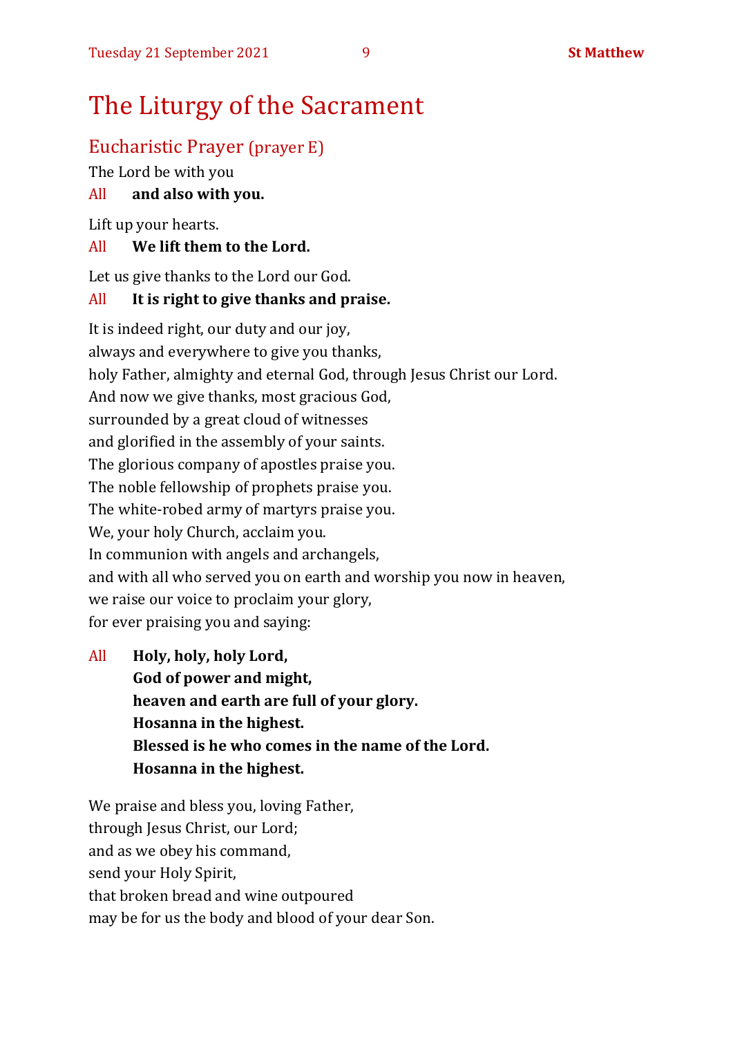# The Liturgy of the Sacrament

## Eucharistic Prayer (prayer E)

The Lord be with you

All **and also with you.**

Lift up your hearts.

All **We lift them to the Lord.**

Let us give thanks to the Lord our God.

All **It is right to give thanks and praise.**

It is indeed right, our duty and our joy,
always and everywhere to give you thanks,
holy Father, almighty and eternal God, through Jesus Christ our Lord.
And now we give thanks, most gracious God,
surrounded by a great cloud of witnesses
and glorified in the assembly of your saints.
The glorious company of apostles praise you.
The noble fellowship of prophets praise you.
The white-robed army of martyrs praise you.
We, your holy Church, acclaim you.
In communion with angels and archangels,
and with all who served you on earth and worship you now in heaven,
we raise our voice to proclaim your glory,
for ever praising you and saying:

All **Holy, holy, holy Lord,**
**God of power and might,**
**heaven and earth are full of your glory.**
**Hosanna in the highest.**
**Blessed is he who comes in the name of the Lord.**
**Hosanna in the highest.**

We praise and bless you, loving Father,
through Jesus Christ, our Lord;
and as we obey his command,
send your Holy Spirit,
that broken bread and wine outpoured
may be for us the body and blood of your dear Son.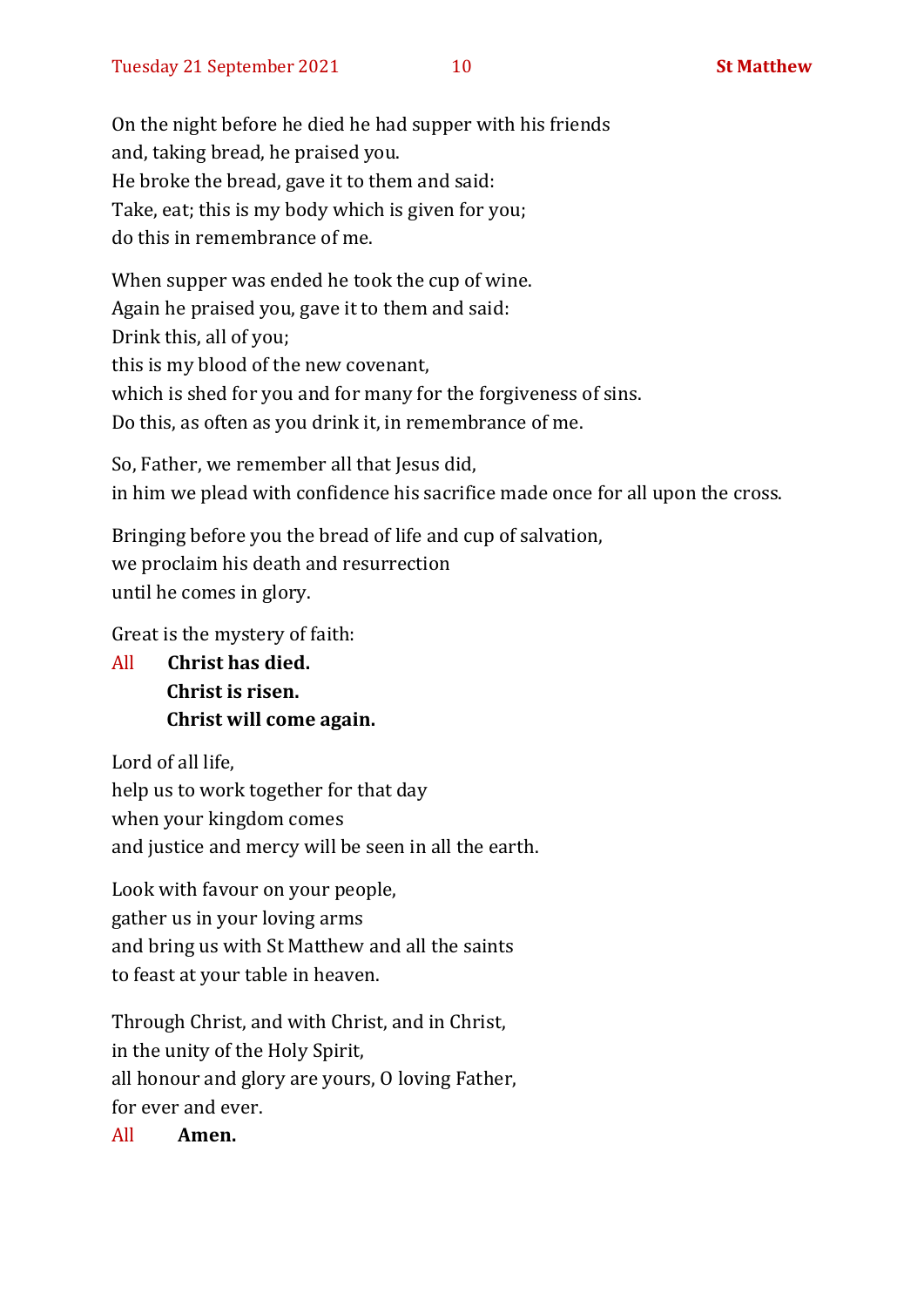On the night before he died he had supper with his friends
and, taking bread, he praised you.
He broke the bread, gave it to them and said:
Take, eat; this is my body which is given for you;
do this in remembrance of me.

When supper was ended he took the cup of wine.
Again he praised you, gave it to them and said:
Drink this, all of you;
this is my blood of the new covenant,
which is shed for you and for many for the forgiveness of sins.
Do this, as often as you drink it, in remembrance of me.

So, Father, we remember all that Jesus did,
in him we plead with confidence his sacrifice made once for all upon the cross.

Bringing before you the bread of life and cup of salvation,
we proclaim his death and resurrection
until he comes in glory.

Great is the mystery of faith:

All **Christ has died.**
**Christ is risen.**
**Christ will come again.**

Lord of all life,
help us to work together for that day
when your kingdom comes
and justice and mercy will be seen in all the earth.

Look with favour on your people,
gather us in your loving arms
and bring us with St Matthew and all the saints
to feast at your table in heaven.

Through Christ, and with Christ, and in Christ,
in the unity of the Holy Spirit,
all honour and glory are yours, O loving Father,
for ever and ever.

All **Amen.**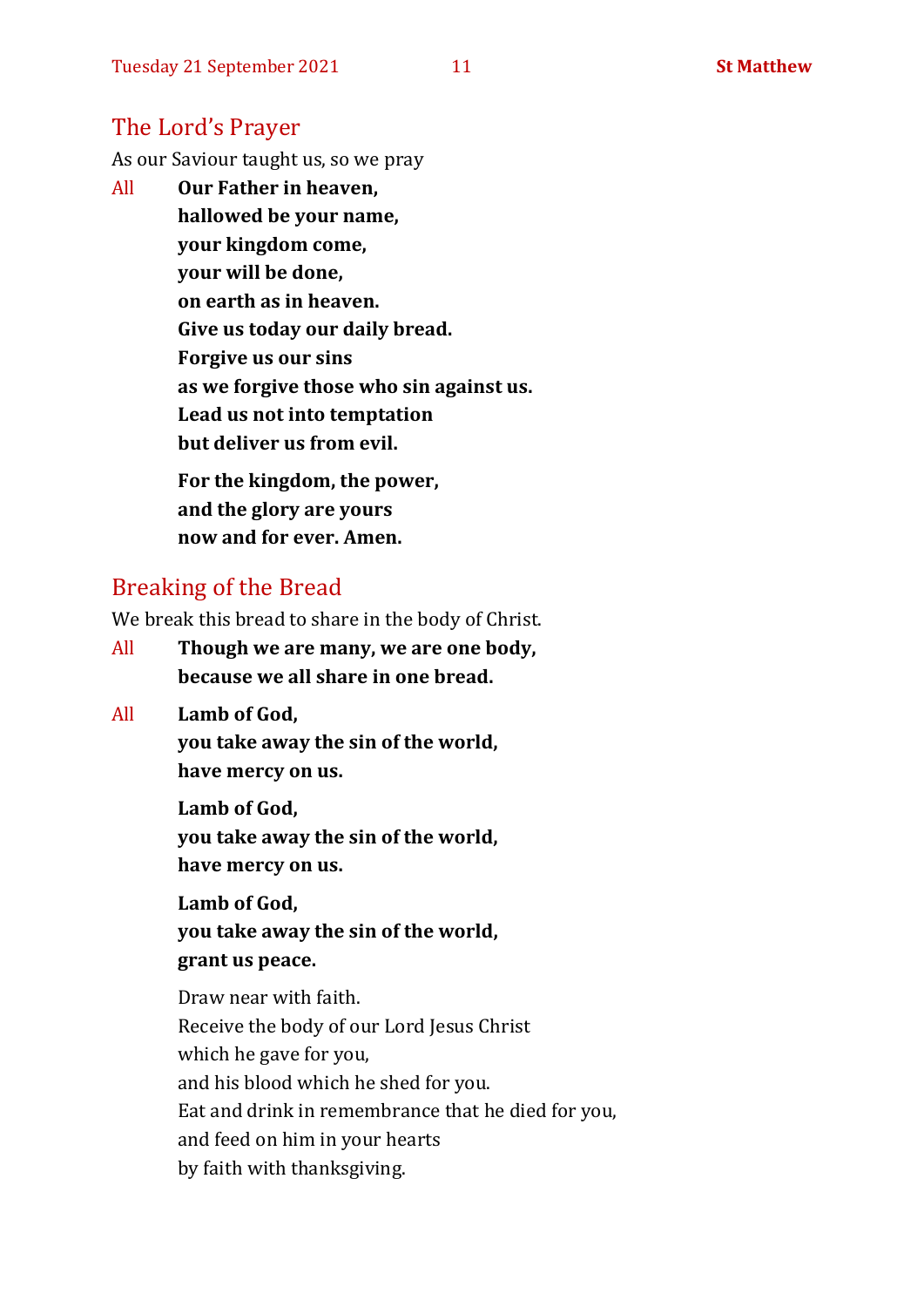## The Lord's Prayer

As our Saviour taught us, so we pray

All **Our Father in heaven,**
**hallowed be your name,**
**your kingdom come,**
**your will be done,**
**on earth as in heaven.**
**Give us today our daily bread.**
**Forgive us our sins**
**as we forgive those who sin against us.**
**Lead us not into temptation**
**but deliver us from evil.**

**For the kingdom, the power,**
**and the glory are yours**
**now and for ever. Amen.**

## Breaking of the Bread

We break this bread to share in the body of Christ.

All **Though we are many, we are one body,**
**because we all share in one bread.**

All **Lamb of God,**
**you take away the sin of the world,**
**have mercy on us.**

**Lamb of God,**
**you take away the sin of the world,**
**have mercy on us.**

**Lamb of God,**
**you take away the sin of the world,**
**grant us peace.**

Draw near with faith.
Receive the body of our Lord Jesus Christ
which he gave for you,
and his blood which he shed for you.
Eat and drink in remembrance that he died for you,
and feed on him in your hearts
by faith with thanksgiving.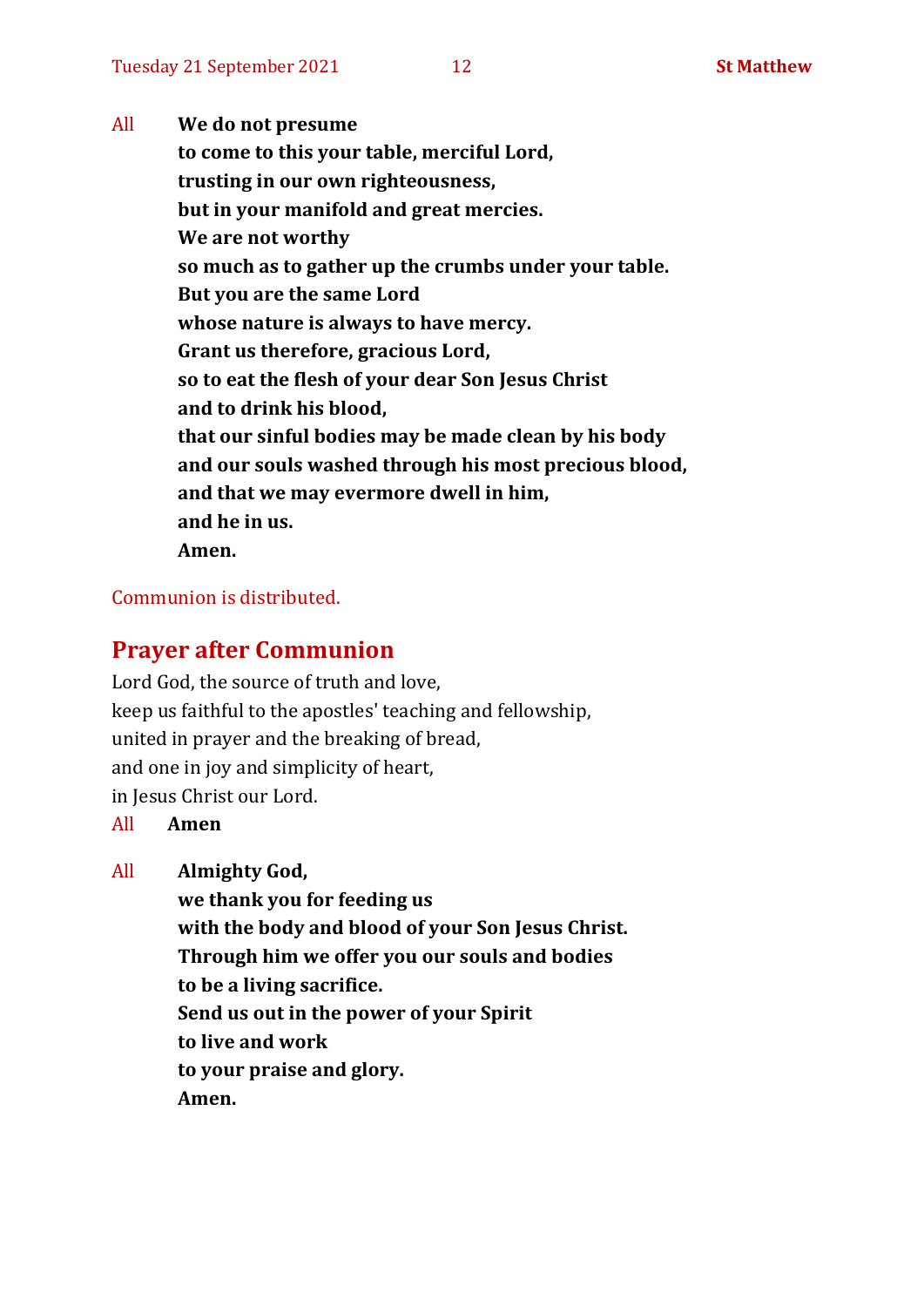All **We do not presume**
**to come to this your table, merciful Lord,**
**trusting in our own righteousness,**
**but in your manifold and great mercies.**
**We are not worthy**
**so much as to gather up the crumbs under your table.**
**But you are the same Lord**
**whose nature is always to have mercy.**
**Grant us therefore, gracious Lord,**
**so to eat the flesh of your dear Son Jesus Christ**
**and to drink his blood,**
**that our sinful bodies may be made clean by his body**
**and our souls washed through his most precious blood,**
**and that we may evermore dwell in him,**
**and he in us.**
**Amen.**

Communion is distributed.

## Prayer after Communion

Lord God, the source of truth and love,
keep us faithful to the apostles' teaching and fellowship,
united in prayer and the breaking of bread,
and one in joy and simplicity of heart,
in Jesus Christ our Lord.

All **Amen**

All **Almighty God,**
**we thank you for feeding us**
**with the body and blood of your Son Jesus Christ.**
**Through him we offer you our souls and bodies**
**to be a living sacrifice.**
**Send us out in the power of your Spirit**
**to live and work**
**to your praise and glory.**
**Amen.**